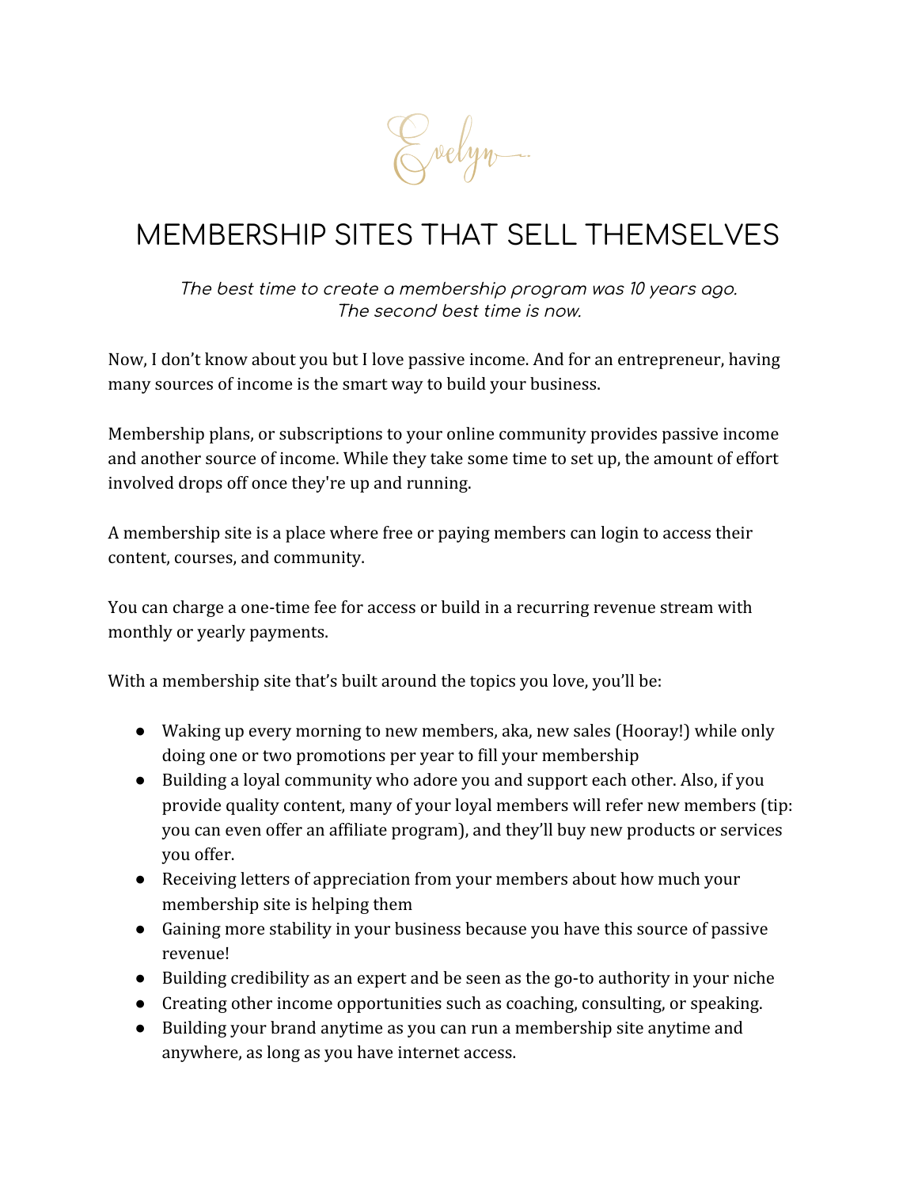Evelyn

# MEMBERSHIP SITES THAT SELL THEMSELVES

*The best time to create a membership program was 10 years ago.*
*The second best time is now.*

Now, I don't know about you but I love passive income. And for an entrepreneur, having many sources of income is the smart way to build your business.

Membership plans, or subscriptions to your online community provides passive income and another source of income. While they take some time to set up, the amount of effort involved drops off once they're up and running.

A membership site is a place where free or paying members can login to access their content, courses, and community.

You can charge a one-time fee for access or build in a recurring revenue stream with monthly or yearly payments.

With a membership site that's built around the topics you love, you'll be:

- Waking up every morning to new members, aka, new sales (Hooray!) while only doing one or two promotions per year to fill your membership
- Building a loyal community who adore you and support each other. Also, if you provide quality content, many of your loyal members will refer new members (tip: you can even offer an affiliate program), and they'll buy new products or services you offer.
- Receiving letters of appreciation from your members about how much your membership site is helping them
- Gaining more stability in your business because you have this source of passive revenue!
- Building credibility as an expert and be seen as the go-to authority in your niche
- Creating other income opportunities such as coaching, consulting, or speaking.
- Building your brand anytime as you can run a membership site anytime and anywhere, as long as you have internet access.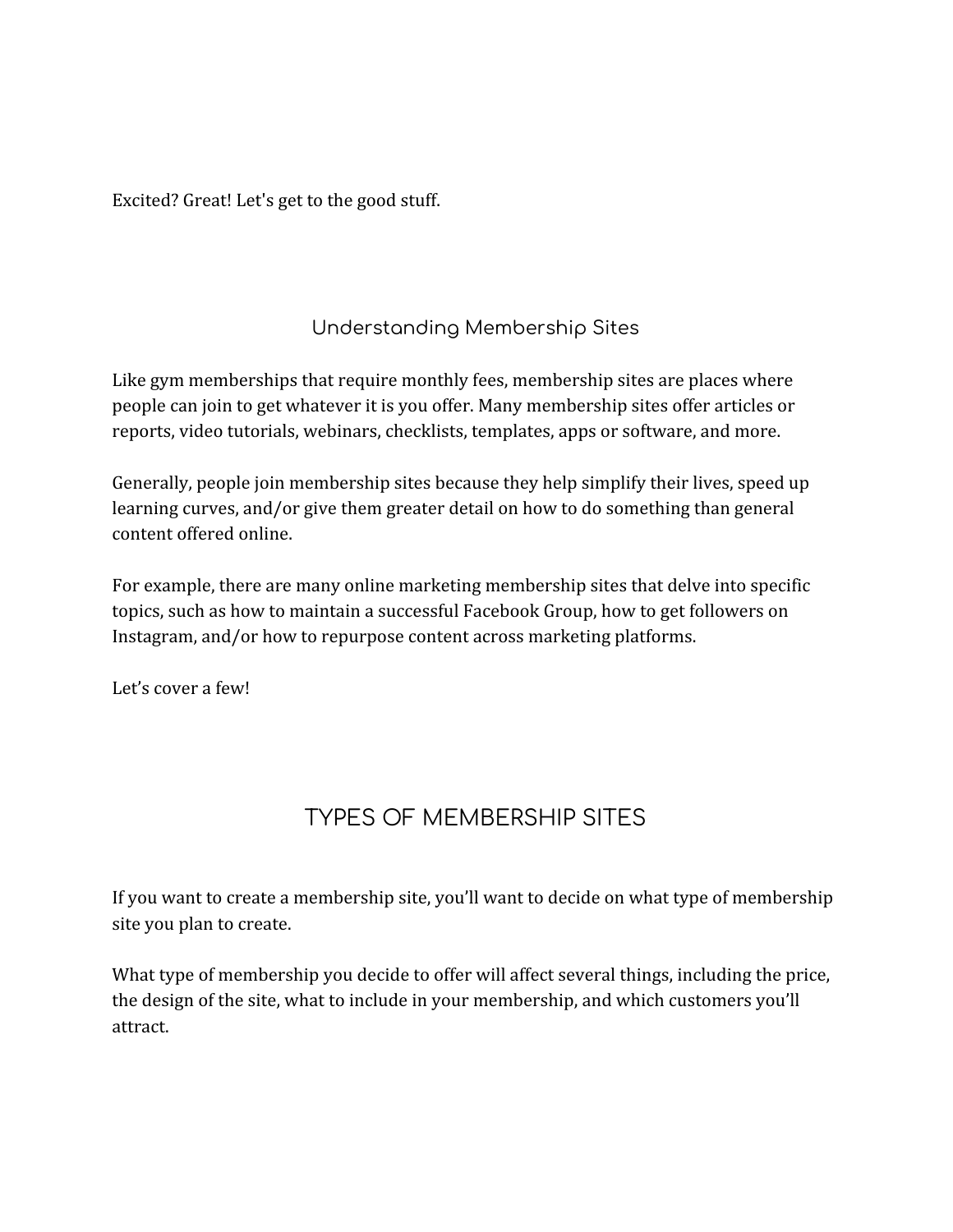Excited? Great! Let's get to the good stuff.

## Understanding Membership Sites

Like gym memberships that require monthly fees, membership sites are places where people can join to get whatever it is you offer. Many membership sites offer articles or reports, video tutorials, webinars, checklists, templates, apps or software, and more.

Generally, people join membership sites because they help simplify their lives, speed up learning curves, and/or give them greater detail on how to do something than general content offered online.

For example, there are many online marketing membership sites that delve into specific topics, such as how to maintain a successful Facebook Group, how to get followers on Instagram, and/or how to repurpose content across marketing platforms.

Let's cover a few!

# TYPES OF MEMBERSHIP SITES

If you want to create a membership site, you'll want to decide on what type of membership site you plan to create.

What type of membership you decide to offer will affect several things, including the price, the design of the site, what to include in your membership, and which customers you'll attract.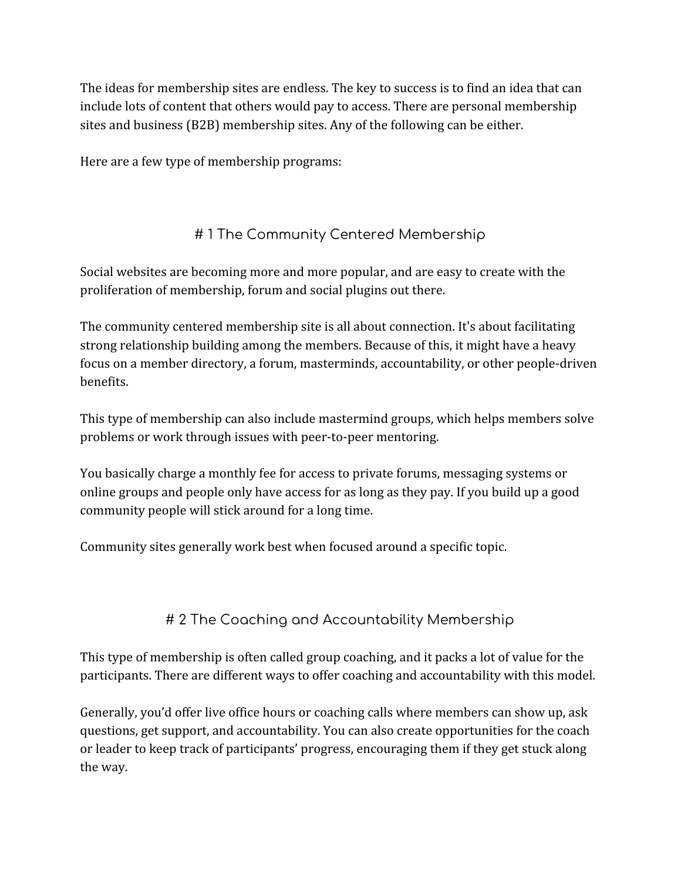The ideas for membership sites are endless. The key to success is to find an idea that can include lots of content that others would pay to access. There are personal membership sites and business (B2B) membership sites. Any of the following can be either.

Here are a few type of membership programs:

## # 1 The Community Centered Membership

Social websites are becoming more and more popular, and are easy to create with the proliferation of membership, forum and social plugins out there.

The community centered membership site is all about connection. It's about facilitating strong relationship building among the members. Because of this, it might have a heavy focus on a member directory, a forum, masterminds, accountability, or other people-driven benefits.

This type of membership can also include mastermind groups, which helps members solve problems or work through issues with peer-to-peer mentoring.

You basically charge a monthly fee for access to private forums, messaging systems or online groups and people only have access for as long as they pay. If you build up a good community people will stick around for a long time.

Community sites generally work best when focused around a specific topic.

## # 2 The Coaching and Accountability Membership

This type of membership is often called group coaching, and it packs a lot of value for the participants. There are different ways to offer coaching and accountability with this model.

Generally, you'd offer live office hours or coaching calls where members can show up, ask questions, get support, and accountability. You can also create opportunities for the coach or leader to keep track of participants' progress, encouraging them if they get stuck along the way.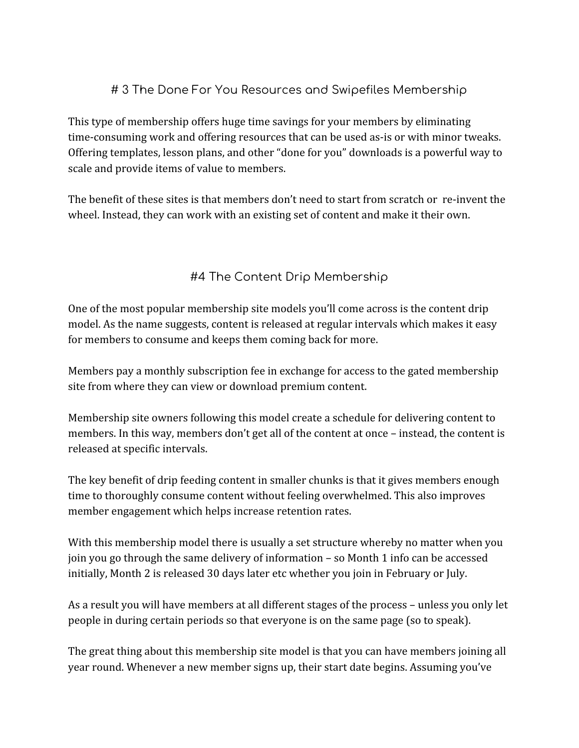## # 3 The Done For You Resources and Swipefiles Membership

This type of membership offers huge time savings for your members by eliminating time-consuming work and offering resources that can be used as-is or with minor tweaks. Offering templates, lesson plans, and other "done for you" downloads is a powerful way to scale and provide items of value to members.

The benefit of these sites is that members don't need to start from scratch or re-invent the wheel. Instead, they can work with an existing set of content and make it their own.

## #4 The Content Drip Membership

One of the most popular membership site models you'll come across is the content drip model. As the name suggests, content is released at regular intervals which makes it easy for members to consume and keeps them coming back for more.

Members pay a monthly subscription fee in exchange for access to the gated membership site from where they can view or download premium content.

Membership site owners following this model create a schedule for delivering content to members. In this way, members don't get all of the content at once – instead, the content is released at specific intervals.

The key benefit of drip feeding content in smaller chunks is that it gives members enough time to thoroughly consume content without feeling overwhelmed. This also improves member engagement which helps increase retention rates.

With this membership model there is usually a set structure whereby no matter when you join you go through the same delivery of information – so Month 1 info can be accessed initially, Month 2 is released 30 days later etc whether you join in February or July.

As a result you will have members at all different stages of the process – unless you only let people in during certain periods so that everyone is on the same page (so to speak).

The great thing about this membership site model is that you can have members joining all year round. Whenever a new member signs up, their start date begins. Assuming you've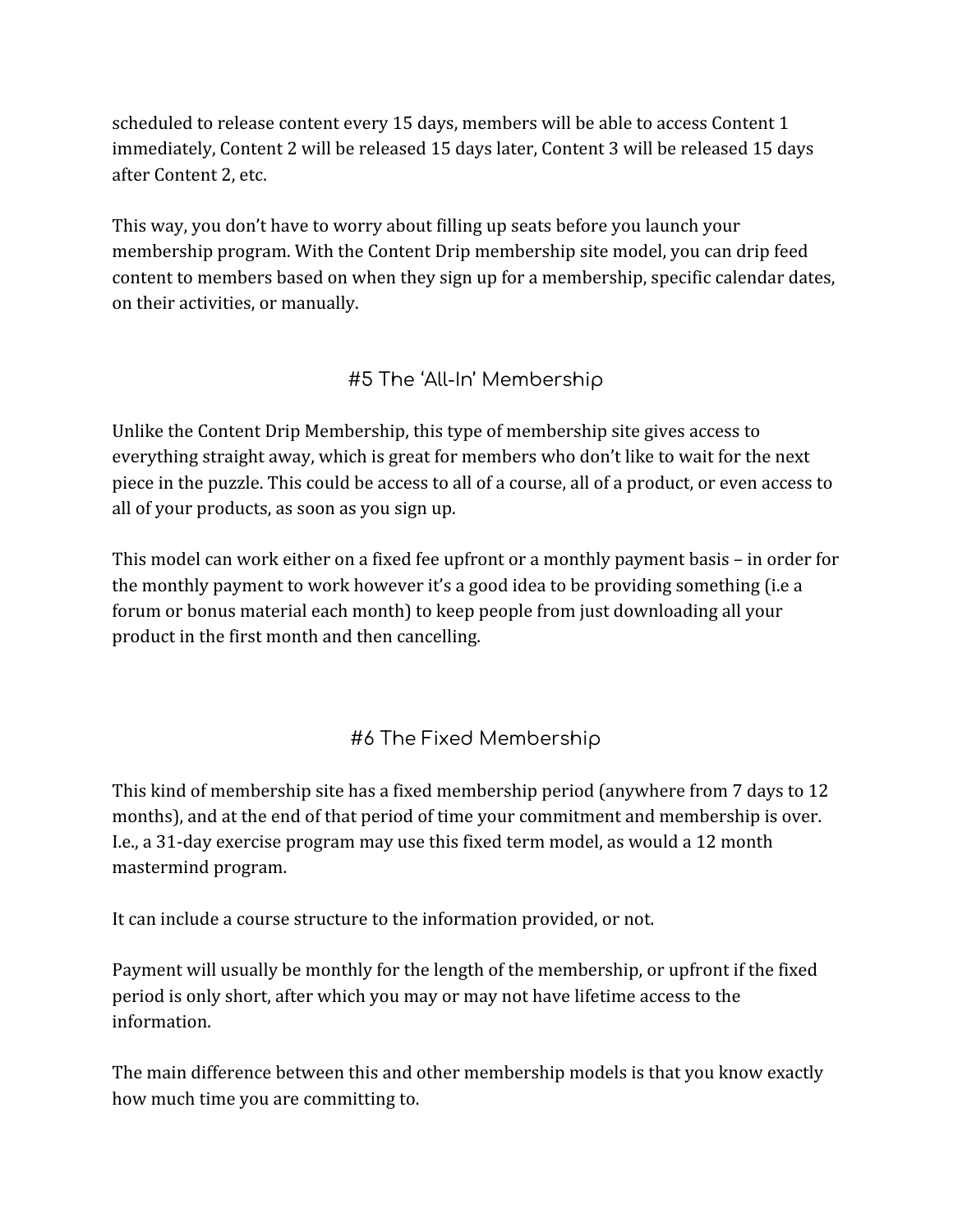scheduled to release content every 15 days, members will be able to access Content 1 immediately, Content 2 will be released 15 days later, Content 3 will be released 15 days after Content 2, etc.

This way, you don't have to worry about filling up seats before you launch your membership program. With the Content Drip membership site model, you can drip feed content to members based on when they sign up for a membership, specific calendar dates, on their activities, or manually.

## #5 The 'All-In' Membership

Unlike the Content Drip Membership, this type of membership site gives access to everything straight away, which is great for members who don't like to wait for the next piece in the puzzle. This could be access to all of a course, all of a product, or even access to all of your products, as soon as you sign up.

This model can work either on a fixed fee upfront or a monthly payment basis – in order for the monthly payment to work however it's a good idea to be providing something (i.e a forum or bonus material each month) to keep people from just downloading all your product in the first month and then cancelling.

## #6 The Fixed Membership

This kind of membership site has a fixed membership period (anywhere from 7 days to 12 months), and at the end of that period of time your commitment and membership is over. I.e., a 31-day exercise program may use this fixed term model, as would a 12 month mastermind program.

It can include a course structure to the information provided, or not.

Payment will usually be monthly for the length of the membership, or upfront if the fixed period is only short, after which you may or may not have lifetime access to the information.

The main difference between this and other membership models is that you know exactly how much time you are committing to.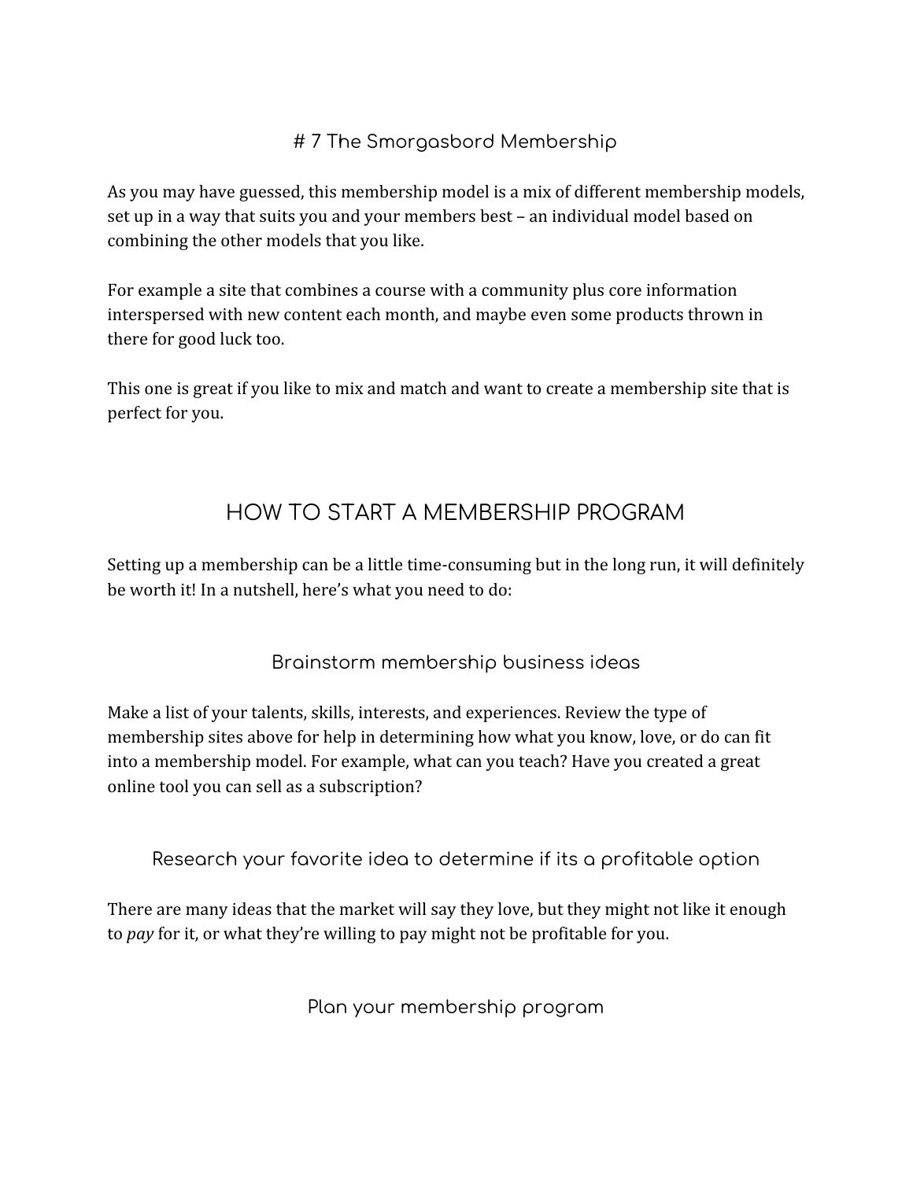### # 7 The Smorgasbord Membership

As you may have guessed, this membership model is a mix of different membership models, set up in a way that suits you and your members best – an individual model based on combining the other models that you like.

For example a site that combines a course with a community plus core information interspersed with new content each month, and maybe even some products thrown in there for good luck too.

This one is great if you like to mix and match and want to create a membership site that is perfect for you.

## HOW TO START A MEMBERSHIP PROGRAM

Setting up a membership can be a little time-consuming but in the long run, it will definitely be worth it! In a nutshell, here's what you need to do:

### Brainstorm membership business ideas

Make a list of your talents, skills, interests, and experiences. Review the type of membership sites above for help in determining how what you know, love, or do can fit into a membership model. For example, what can you teach? Have you created a great online tool you can sell as a subscription?

### Research your favorite idea to determine if its a profitable option

There are many ideas that the market will say they love, but they might not like it enough to *pay* for it, or what they're willing to pay might not be profitable for you.

### Plan your membership program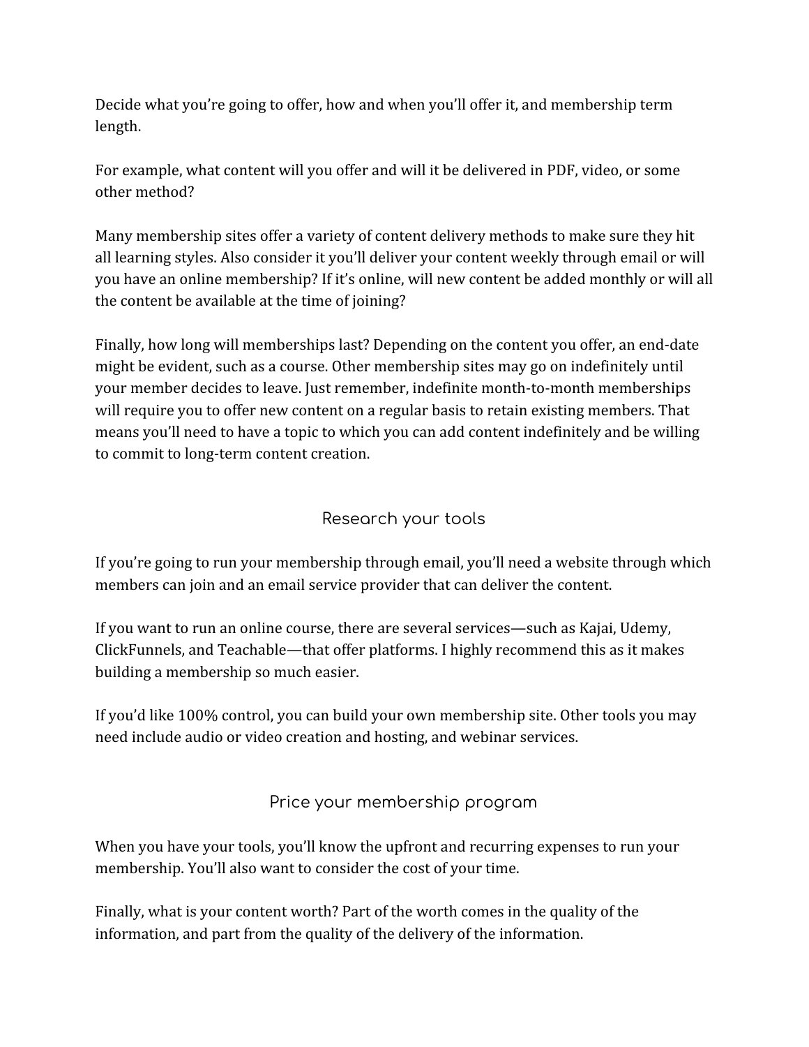Decide what you're going to offer, how and when you'll offer it, and membership term length.

For example, what content will you offer and will it be delivered in PDF, video, or some other method?

Many membership sites offer a variety of content delivery methods to make sure they hit all learning styles. Also consider it you'll deliver your content weekly through email or will you have an online membership? If it's online, will new content be added monthly or will all the content be available at the time of joining?

Finally, how long will memberships last? Depending on the content you offer, an end-date might be evident, such as a course. Other membership sites may go on indefinitely until your member decides to leave. Just remember, indefinite month-to-month memberships will require you to offer new content on a regular basis to retain existing members. That means you'll need to have a topic to which you can add content indefinitely and be willing to commit to long-term content creation.

## Research your tools

If you're going to run your membership through email, you'll need a website through which members can join and an email service provider that can deliver the content.

If you want to run an online course, there are several services—such as Kajai, Udemy, ClickFunnels, and Teachable—that offer platforms. I highly recommend this as it makes building a membership so much easier.

If you'd like 100% control, you can build your own membership site. Other tools you may need include audio or video creation and hosting, and webinar services.

## Price your membership program

When you have your tools, you'll know the upfront and recurring expenses to run your membership. You'll also want to consider the cost of your time.

Finally, what is your content worth? Part of the worth comes in the quality of the information, and part from the quality of the delivery of the information.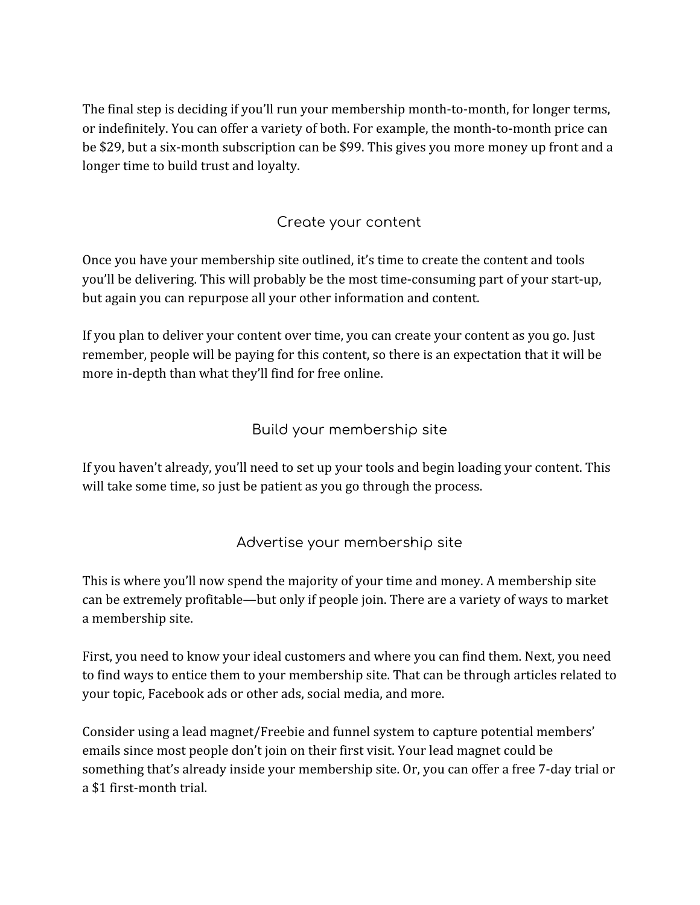The final step is deciding if you'll run your membership month-to-month, for longer terms, or indefinitely. You can offer a variety of both. For example, the month-to-month price can be $29, but a six-month subscription can be $99. This gives you more money up front and a longer time to build trust and loyalty.

## Create your content

Once you have your membership site outlined, it's time to create the content and tools you'll be delivering. This will probably be the most time-consuming part of your start-up, but again you can repurpose all your other information and content.

If you plan to deliver your content over time, you can create your content as you go. Just remember, people will be paying for this content, so there is an expectation that it will be more in-depth than what they'll find for free online.

## Build your membership site

If you haven't already, you'll need to set up your tools and begin loading your content. This will take some time, so just be patient as you go through the process.

## Advertise your membership site

This is where you'll now spend the majority of your time and money. A membership site can be extremely profitable—but only if people join. There are a variety of ways to market a membership site.

First, you need to know your ideal customers and where you can find them. Next, you need to find ways to entice them to your membership site. That can be through articles related to your topic, Facebook ads or other ads, social media, and more.

Consider using a lead magnet/Freebie and funnel system to capture potential members' emails since most people don't join on their first visit. Your lead magnet could be something that's already inside your membership site. Or, you can offer a free 7-day trial or a $1 first-month trial.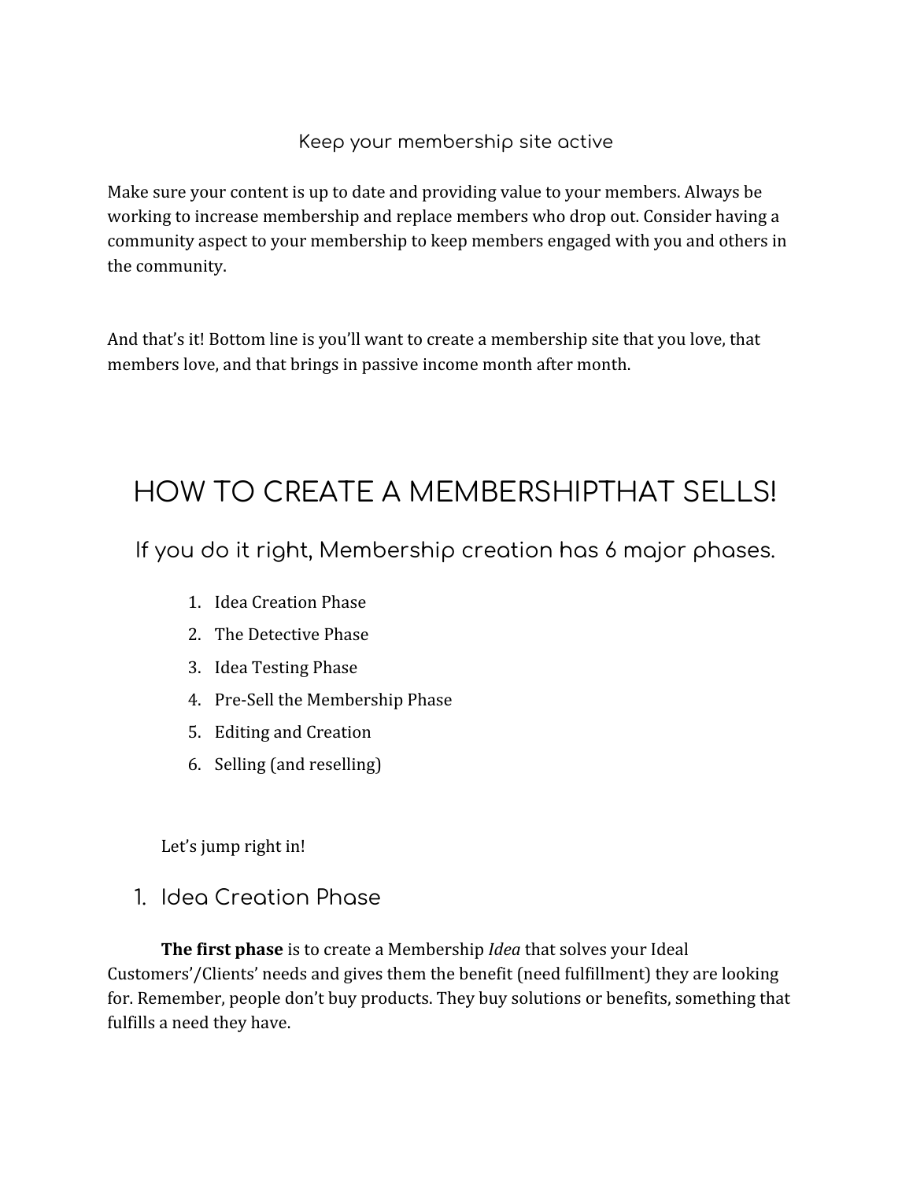### Keep your membership site active

Make sure your content is up to date and providing value to your members. Always be working to increase membership and replace members who drop out. Consider having a community aspect to your membership to keep members engaged with you and others in the community.

And that's it! Bottom line is you'll want to create a membership site that you love, that members love, and that brings in passive income month after month.

# HOW TO CREATE A MEMBERSHIPTHAT SELLS!

## If you do it right, Membership creation has 6 major phases.

1. Idea Creation Phase
2. The Detective Phase
3. Idea Testing Phase
4. Pre-Sell the Membership Phase
5. Editing and Creation
6. Selling (and reselling)

Let's jump right in!

## 1. Idea Creation Phase

**The first phase** is to create a Membership *Idea* that solves your Ideal Customers'/Clients' needs and gives them the benefit (need fulfillment) they are looking for. Remember, people don't buy products. They buy solutions or benefits, something that fulfills a need they have.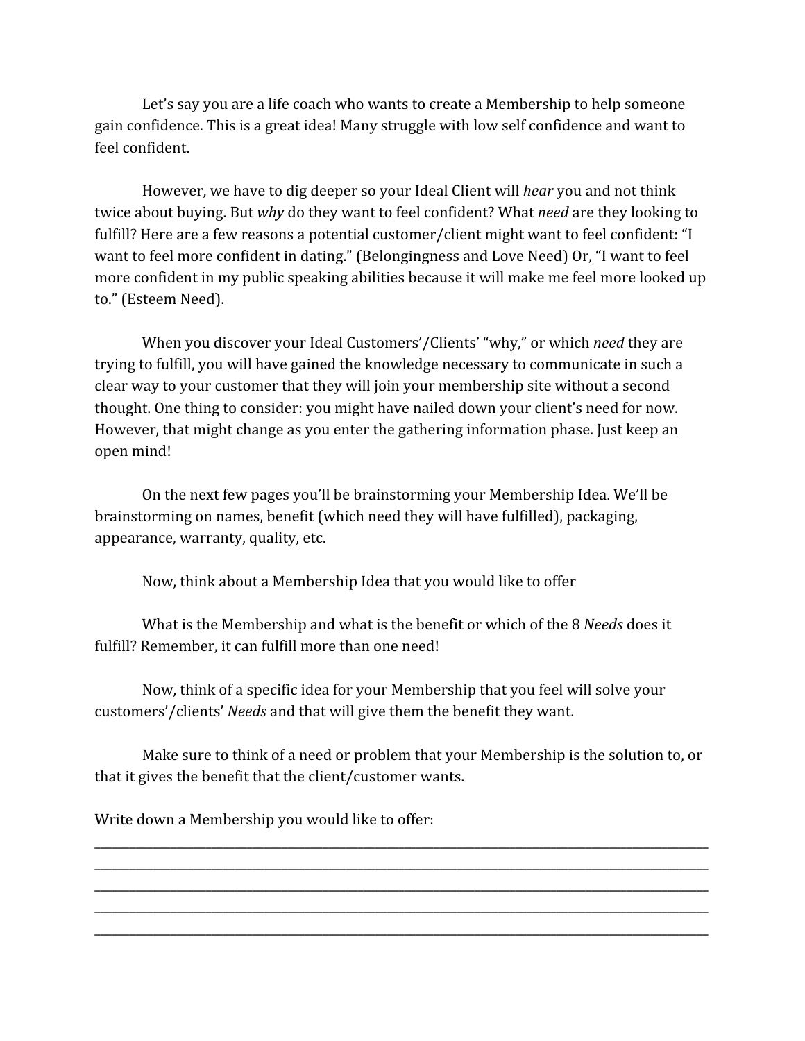Let's say you are a life coach who wants to create a Membership to help someone gain confidence. This is a great idea! Many struggle with low self confidence and want to feel confident.

However, we have to dig deeper so your Ideal Client will *hear* you and not think twice about buying. But *why* do they want to feel confident? What *need* are they looking to fulfill? Here are a few reasons a potential customer/client might want to feel confident: "I want to feel more confident in dating." (Belongingness and Love Need) Or, "I want to feel more confident in my public speaking abilities because it will make me feel more looked up to." (Esteem Need).

When you discover your Ideal Customers'/Clients' "why," or which *need* they are trying to fulfill, you will have gained the knowledge necessary to communicate in such a clear way to your customer that they will join your membership site without a second thought. One thing to consider: you might have nailed down your client's need for now. However, that might change as you enter the gathering information phase. Just keep an open mind!

On the next few pages you'll be brainstorming your Membership Idea. We'll be brainstorming on names, benefit (which need they will have fulfilled), packaging, appearance, warranty, quality, etc.

Now, think about a Membership Idea that you would like to offer

What is the Membership and what is the benefit or which of the 8 *Needs* does it fulfill? Remember, it can fulfill more than one need!

Now, think of a specific idea for your Membership that you feel will solve your customers'/clients' *Needs* and that will give them the benefit they want.

Make sure to think of a need or problem that your Membership is the solution to, or that it gives the benefit that the client/customer wants.

Write down a Membership you would like to offer:

_______________________________________________________________________________

_______________________________________________________________________________

_______________________________________________________________________________

_______________________________________________________________________________

_______________________________________________________________________________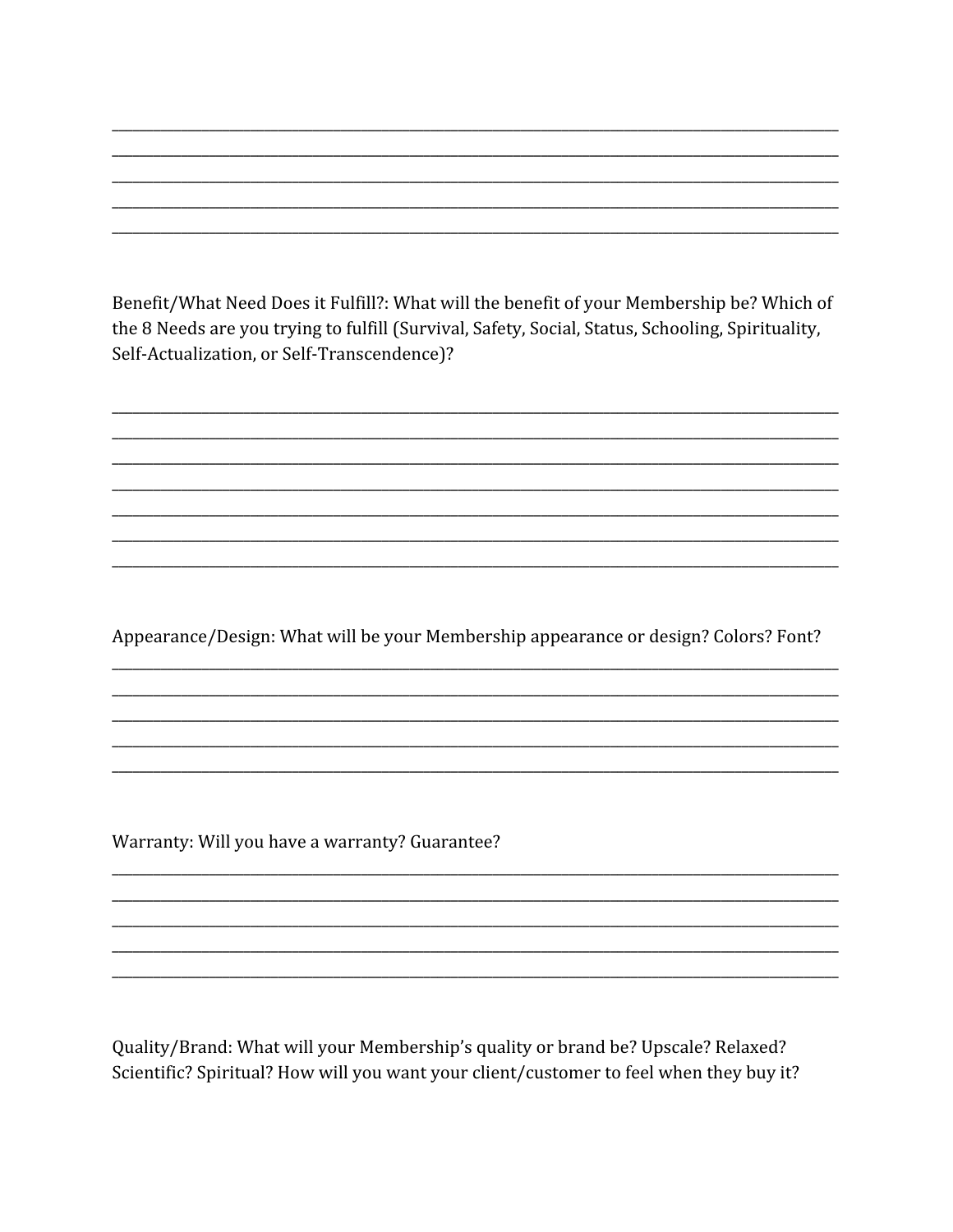Benefit/What Need Does it Fulfill?: What will the benefit of your Membership be? Which of the 8 Needs are you trying to fulfill (Survival, Safety, Social, Status, Schooling, Spirituality, Self-Actualization, or Self-Transcendence)?

Appearance/Design: What will be your Membership appearance or design? Colors? Font?

Warranty: Will you have a warranty? Guarantee?

Quality/Brand: What will your Membership's quality or brand be? Upscale? Relaxed? Scientific? Spiritual? How will you want your client/customer to feel when they buy it?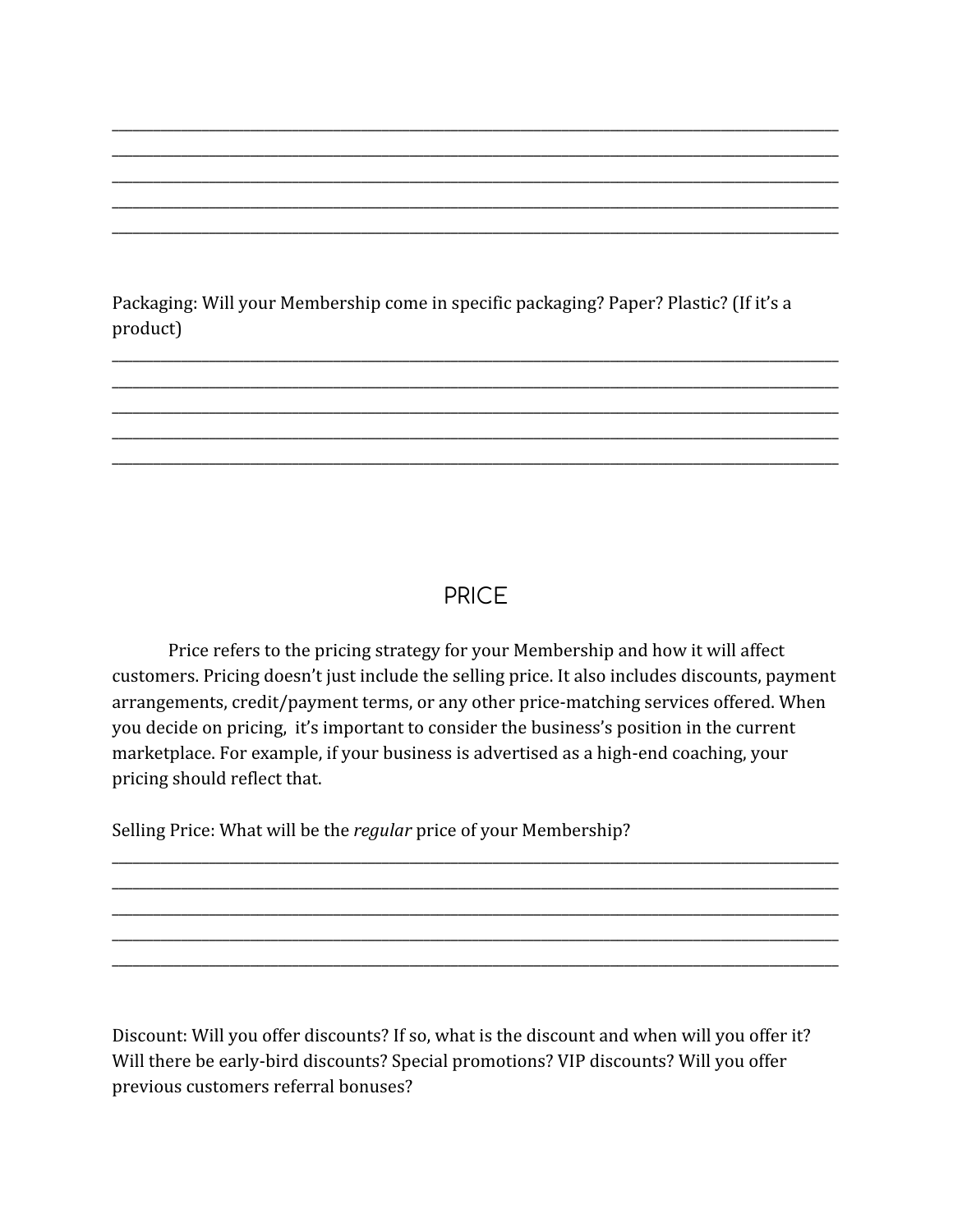_______________________________________________________________________________________________
_______________________________________________________________________________________________
_______________________________________________________________________________________________
_______________________________________________________________________________________________
_______________________________________________________________________________________________

Packaging: Will your Membership come in specific packaging? Paper? Plastic? (If it's a product)

_______________________________________________________________________________________________
_______________________________________________________________________________________________
_______________________________________________________________________________________________
_______________________________________________________________________________________________
_______________________________________________________________________________________________

## PRICE

Price refers to the pricing strategy for your Membership and how it will affect customers. Pricing doesn't just include the selling price. It also includes discounts, payment arrangements, credit/payment terms, or any other price-matching services offered. When you decide on pricing, it's important to consider the business's position in the current marketplace. For example, if your business is advertised as a high-end coaching, your pricing should reflect that.

Selling Price: What will be the *regular* price of your Membership?

_______________________________________________________________________________________________
_______________________________________________________________________________________________
_______________________________________________________________________________________________
_______________________________________________________________________________________________
_______________________________________________________________________________________________

Discount: Will you offer discounts? If so, what is the discount and when will you offer it? Will there be early-bird discounts? Special promotions? VIP discounts? Will you offer previous customers referral bonuses?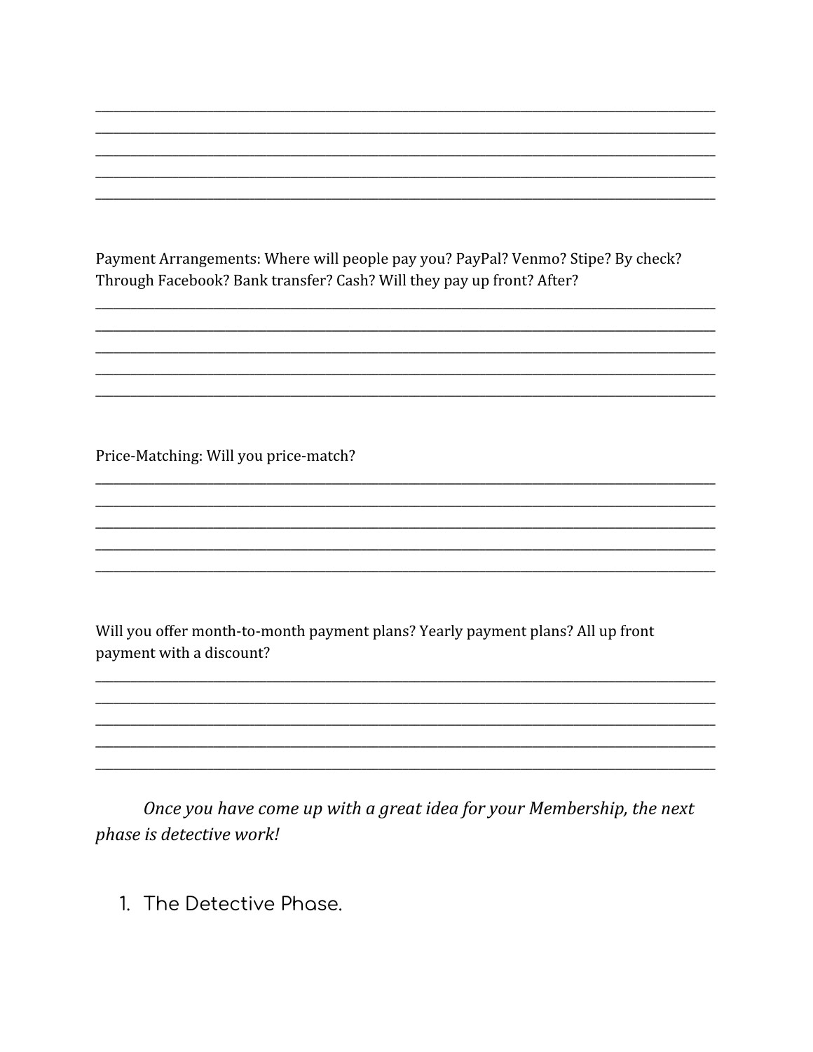_______________________________________________________________________________
_______________________________________________________________________________
_______________________________________________________________________________
_______________________________________________________________________________
_______________________________________________________________________________

Payment Arrangements: Where will people pay you? PayPal? Venmo? Stipe? By check? Through Facebook? Bank transfer? Cash? Will they pay up front? After?

_______________________________________________________________________________
_______________________________________________________________________________
_______________________________________________________________________________
_______________________________________________________________________________
_______________________________________________________________________________

Price-Matching: Will you price-match?

_______________________________________________________________________________
_______________________________________________________________________________
_______________________________________________________________________________
_______________________________________________________________________________
_______________________________________________________________________________

Will you offer month-to-month payment plans? Yearly payment plans? All up front payment with a discount?

_______________________________________________________________________________
_______________________________________________________________________________
_______________________________________________________________________________
_______________________________________________________________________________
_______________________________________________________________________________

*Once you have come up with a great idea for your Membership, the next phase is detective work!*

## 1. The Detective Phase.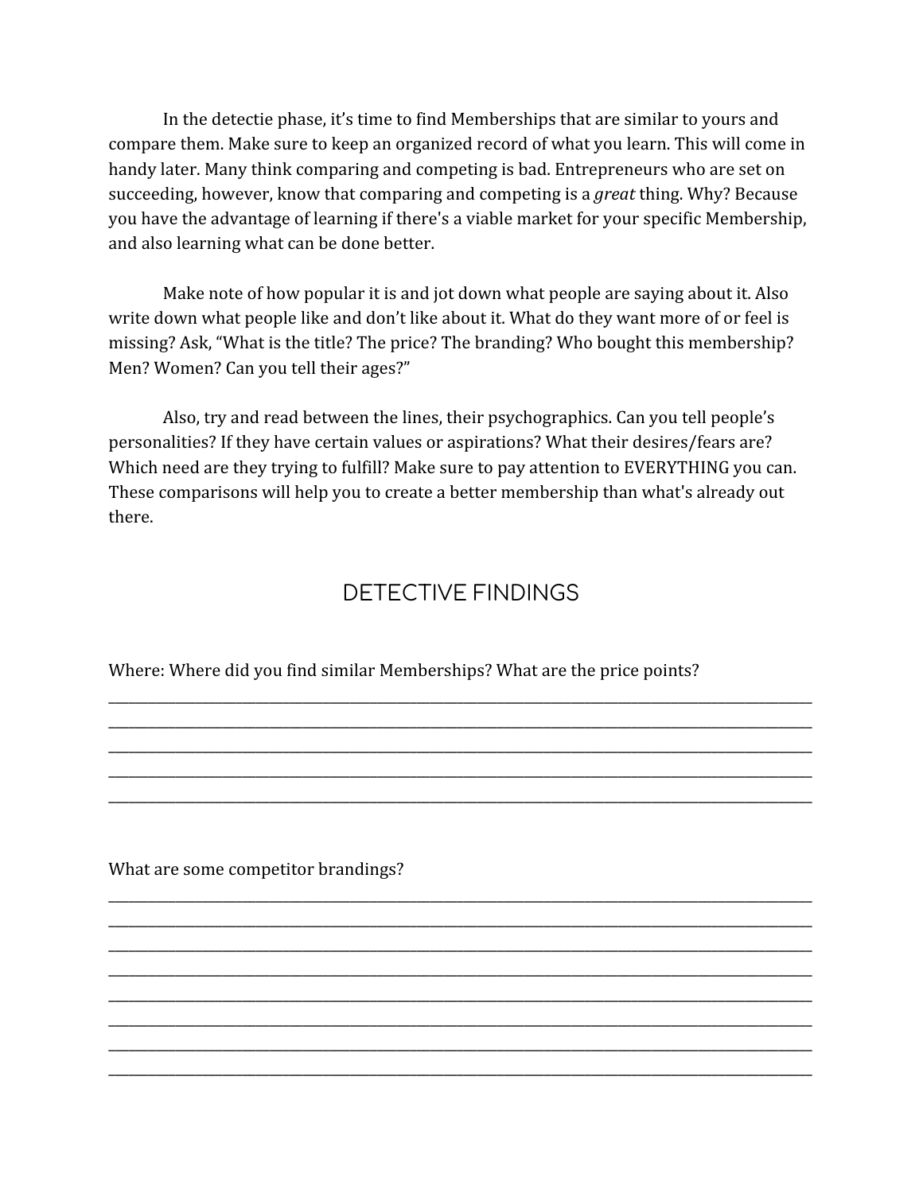In the detectie phase, it's time to find Memberships that are similar to yours and compare them. Make sure to keep an organized record of what you learn. This will come in handy later. Many think comparing and competing is bad. Entrepreneurs who are set on succeeding, however, know that comparing and competing is a *great* thing. Why? Because you have the advantage of learning if there's a viable market for your specific Membership, and also learning what can be done better.

Make note of how popular it is and jot down what people are saying about it. Also write down what people like and don't like about it. What do they want more of or feel is missing? Ask, "What is the title? The price? The branding? Who bought this membership? Men? Women? Can you tell their ages?"

Also, try and read between the lines, their psychographics. Can you tell people's personalities? If they have certain values or aspirations? What their desires/fears are? Which need are they trying to fulfill? Make sure to pay attention to EVERYTHING you can. These comparisons will help you to create a better membership than what's already out there.

## DETECTIVE FINDINGS

Where: Where did you find similar Memberships? What are the price points?

_______________________________________________________________________________________________

_______________________________________________________________________________________________

_______________________________________________________________________________________________

_______________________________________________________________________________________________

_______________________________________________________________________________________________

What are some competitor brandings?

_______________________________________________________________________________________________

_______________________________________________________________________________________________

_______________________________________________________________________________________________

_______________________________________________________________________________________________

_______________________________________________________________________________________________

_______________________________________________________________________________________________

_______________________________________________________________________________________________

_______________________________________________________________________________________________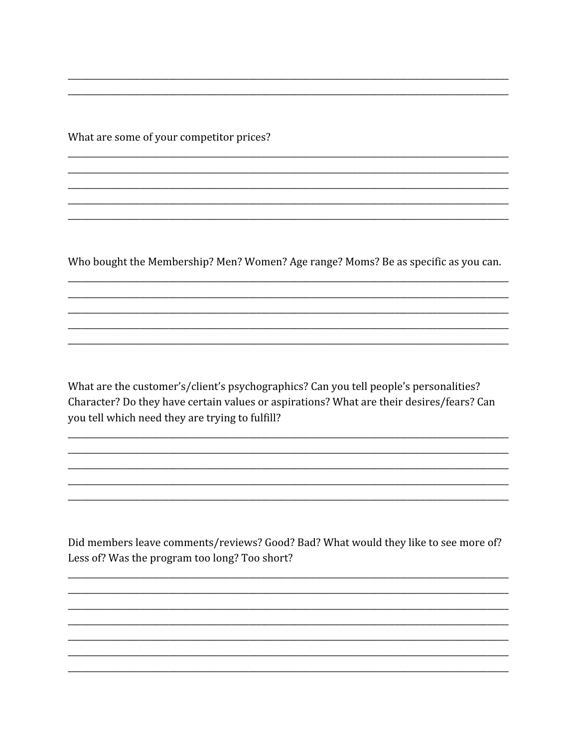\_\_\_\_\_\_\_\_\_\_\_\_\_\_\_\_\_\_\_\_\_\_\_\_\_\_\_\_\_\_\_\_\_\_\_\_\_\_\_\_\_\_\_\_\_\_\_\_\_\_\_\_\_\_\_\_\_\_\_\_\_\_\_\_\_\_\_\_\_\_\_\_\_\_\_\_\_\_

\_\_\_\_\_\_\_\_\_\_\_\_\_\_\_\_\_\_\_\_\_\_\_\_\_\_\_\_\_\_\_\_\_\_\_\_\_\_\_\_\_\_\_\_\_\_\_\_\_\_\_\_\_\_\_\_\_\_\_\_\_\_\_\_\_\_\_\_\_\_\_\_\_\_\_\_\_\_

What are some of your competitor prices?

\_\_\_\_\_\_\_\_\_\_\_\_\_\_\_\_\_\_\_\_\_\_\_\_\_\_\_\_\_\_\_\_\_\_\_\_\_\_\_\_\_\_\_\_\_\_\_\_\_\_\_\_\_\_\_\_\_\_\_\_\_\_\_\_\_\_\_\_\_\_\_\_\_\_\_\_\_\_

\_\_\_\_\_\_\_\_\_\_\_\_\_\_\_\_\_\_\_\_\_\_\_\_\_\_\_\_\_\_\_\_\_\_\_\_\_\_\_\_\_\_\_\_\_\_\_\_\_\_\_\_\_\_\_\_\_\_\_\_\_\_\_\_\_\_\_\_\_\_\_\_\_\_\_\_\_\_

\_\_\_\_\_\_\_\_\_\_\_\_\_\_\_\_\_\_\_\_\_\_\_\_\_\_\_\_\_\_\_\_\_\_\_\_\_\_\_\_\_\_\_\_\_\_\_\_\_\_\_\_\_\_\_\_\_\_\_\_\_\_\_\_\_\_\_\_\_\_\_\_\_\_\_\_\_\_

\_\_\_\_\_\_\_\_\_\_\_\_\_\_\_\_\_\_\_\_\_\_\_\_\_\_\_\_\_\_\_\_\_\_\_\_\_\_\_\_\_\_\_\_\_\_\_\_\_\_\_\_\_\_\_\_\_\_\_\_\_\_\_\_\_\_\_\_\_\_\_\_\_\_\_\_\_\_

\_\_\_\_\_\_\_\_\_\_\_\_\_\_\_\_\_\_\_\_\_\_\_\_\_\_\_\_\_\_\_\_\_\_\_\_\_\_\_\_\_\_\_\_\_\_\_\_\_\_\_\_\_\_\_\_\_\_\_\_\_\_\_\_\_\_\_\_\_\_\_\_\_\_\_\_\_\_

Who bought the Membership? Men? Women? Age range? Moms? Be as specific as you can.

\_\_\_\_\_\_\_\_\_\_\_\_\_\_\_\_\_\_\_\_\_\_\_\_\_\_\_\_\_\_\_\_\_\_\_\_\_\_\_\_\_\_\_\_\_\_\_\_\_\_\_\_\_\_\_\_\_\_\_\_\_\_\_\_\_\_\_\_\_\_\_\_\_\_\_\_\_\_

\_\_\_\_\_\_\_\_\_\_\_\_\_\_\_\_\_\_\_\_\_\_\_\_\_\_\_\_\_\_\_\_\_\_\_\_\_\_\_\_\_\_\_\_\_\_\_\_\_\_\_\_\_\_\_\_\_\_\_\_\_\_\_\_\_\_\_\_\_\_\_\_\_\_\_\_\_\_

\_\_\_\_\_\_\_\_\_\_\_\_\_\_\_\_\_\_\_\_\_\_\_\_\_\_\_\_\_\_\_\_\_\_\_\_\_\_\_\_\_\_\_\_\_\_\_\_\_\_\_\_\_\_\_\_\_\_\_\_\_\_\_\_\_\_\_\_\_\_\_\_\_\_\_\_\_\_

\_\_\_\_\_\_\_\_\_\_\_\_\_\_\_\_\_\_\_\_\_\_\_\_\_\_\_\_\_\_\_\_\_\_\_\_\_\_\_\_\_\_\_\_\_\_\_\_\_\_\_\_\_\_\_\_\_\_\_\_\_\_\_\_\_\_\_\_\_\_\_\_\_\_\_\_\_\_

\_\_\_\_\_\_\_\_\_\_\_\_\_\_\_\_\_\_\_\_\_\_\_\_\_\_\_\_\_\_\_\_\_\_\_\_\_\_\_\_\_\_\_\_\_\_\_\_\_\_\_\_\_\_\_\_\_\_\_\_\_\_\_\_\_\_\_\_\_\_\_\_\_\_\_\_\_\_

What are the customer's/client's psychographics? Can you tell people's personalities? Character? Do they have certain values or aspirations? What are their desires/fears? Can you tell which need they are trying to fulfill?

\_\_\_\_\_\_\_\_\_\_\_\_\_\_\_\_\_\_\_\_\_\_\_\_\_\_\_\_\_\_\_\_\_\_\_\_\_\_\_\_\_\_\_\_\_\_\_\_\_\_\_\_\_\_\_\_\_\_\_\_\_\_\_\_\_\_\_\_\_\_\_\_\_\_\_\_\_\_

\_\_\_\_\_\_\_\_\_\_\_\_\_\_\_\_\_\_\_\_\_\_\_\_\_\_\_\_\_\_\_\_\_\_\_\_\_\_\_\_\_\_\_\_\_\_\_\_\_\_\_\_\_\_\_\_\_\_\_\_\_\_\_\_\_\_\_\_\_\_\_\_\_\_\_\_\_\_

\_\_\_\_\_\_\_\_\_\_\_\_\_\_\_\_\_\_\_\_\_\_\_\_\_\_\_\_\_\_\_\_\_\_\_\_\_\_\_\_\_\_\_\_\_\_\_\_\_\_\_\_\_\_\_\_\_\_\_\_\_\_\_\_\_\_\_\_\_\_\_\_\_\_\_\_\_\_

\_\_\_\_\_\_\_\_\_\_\_\_\_\_\_\_\_\_\_\_\_\_\_\_\_\_\_\_\_\_\_\_\_\_\_\_\_\_\_\_\_\_\_\_\_\_\_\_\_\_\_\_\_\_\_\_\_\_\_\_\_\_\_\_\_\_\_\_\_\_\_\_\_\_\_\_\_\_

\_\_\_\_\_\_\_\_\_\_\_\_\_\_\_\_\_\_\_\_\_\_\_\_\_\_\_\_\_\_\_\_\_\_\_\_\_\_\_\_\_\_\_\_\_\_\_\_\_\_\_\_\_\_\_\_\_\_\_\_\_\_\_\_\_\_\_\_\_\_\_\_\_\_\_\_\_\_

Did members leave comments/reviews? Good? Bad? What would they like to see more of? Less of? Was the program too long? Too short?

\_\_\_\_\_\_\_\_\_\_\_\_\_\_\_\_\_\_\_\_\_\_\_\_\_\_\_\_\_\_\_\_\_\_\_\_\_\_\_\_\_\_\_\_\_\_\_\_\_\_\_\_\_\_\_\_\_\_\_\_\_\_\_\_\_\_\_\_\_\_\_\_\_\_\_\_\_\_

\_\_\_\_\_\_\_\_\_\_\_\_\_\_\_\_\_\_\_\_\_\_\_\_\_\_\_\_\_\_\_\_\_\_\_\_\_\_\_\_\_\_\_\_\_\_\_\_\_\_\_\_\_\_\_\_\_\_\_\_\_\_\_\_\_\_\_\_\_\_\_\_\_\_\_\_\_\_

\_\_\_\_\_\_\_\_\_\_\_\_\_\_\_\_\_\_\_\_\_\_\_\_\_\_\_\_\_\_\_\_\_\_\_\_\_\_\_\_\_\_\_\_\_\_\_\_\_\_\_\_\_\_\_\_\_\_\_\_\_\_\_\_\_\_\_\_\_\_\_\_\_\_\_\_\_\_

\_\_\_\_\_\_\_\_\_\_\_\_\_\_\_\_\_\_\_\_\_\_\_\_\_\_\_\_\_\_\_\_\_\_\_\_\_\_\_\_\_\_\_\_\_\_\_\_\_\_\_\_\_\_\_\_\_\_\_\_\_\_\_\_\_\_\_\_\_\_\_\_\_\_\_\_\_\_

\_\_\_\_\_\_\_\_\_\_\_\_\_\_\_\_\_\_\_\_\_\_\_\_\_\_\_\_\_\_\_\_\_\_\_\_\_\_\_\_\_\_\_\_\_\_\_\_\_\_\_\_\_\_\_\_\_\_\_\_\_\_\_\_\_\_\_\_\_\_\_\_\_\_\_\_\_\_

\_\_\_\_\_\_\_\_\_\_\_\_\_\_\_\_\_\_\_\_\_\_\_\_\_\_\_\_\_\_\_\_\_\_\_\_\_\_\_\_\_\_\_\_\_\_\_\_\_\_\_\_\_\_\_\_\_\_\_\_\_\_\_\_\_\_\_\_\_\_\_\_\_\_\_\_\_\_

\_\_\_\_\_\_\_\_\_\_\_\_\_\_\_\_\_\_\_\_\_\_\_\_\_\_\_\_\_\_\_\_\_\_\_\_\_\_\_\_\_\_\_\_\_\_\_\_\_\_\_\_\_\_\_\_\_\_\_\_\_\_\_\_\_\_\_\_\_\_\_\_\_\_\_\_\_\_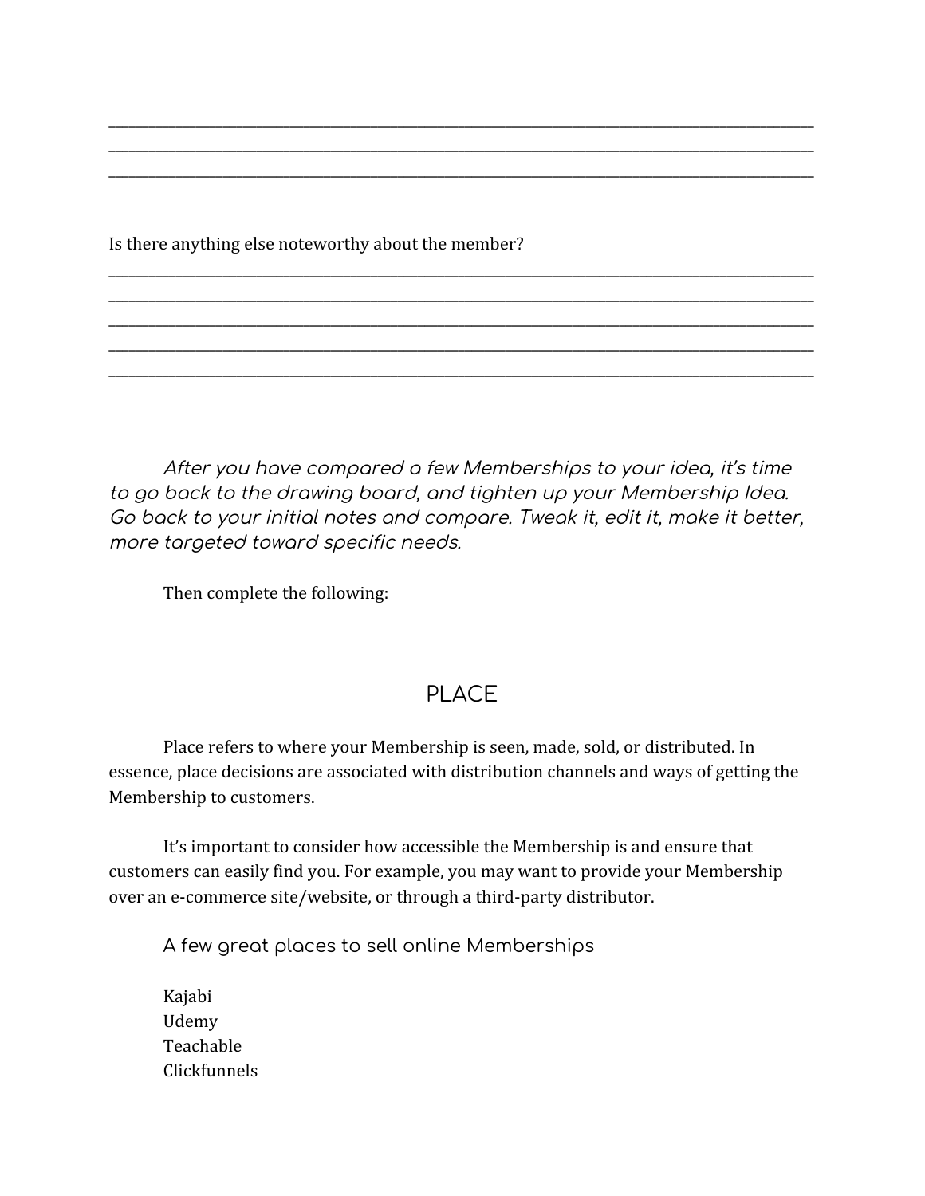\_\_\_\_\_\_\_\_\_\_\_\_\_\_\_\_\_\_\_\_\_\_\_\_\_\_\_\_\_\_\_\_\_\_\_\_\_\_\_\_\_\_\_\_\_\_\_\_\_\_\_\_\_\_\_\_\_\_\_\_\_\_\_\_\_\_\_\_\_\_\_\_\_\_\_\_\_\_
\_\_\_\_\_\_\_\_\_\_\_\_\_\_\_\_\_\_\_\_\_\_\_\_\_\_\_\_\_\_\_\_\_\_\_\_\_\_\_\_\_\_\_\_\_\_\_\_\_\_\_\_\_\_\_\_\_\_\_\_\_\_\_\_\_\_\_\_\_\_\_\_\_\_\_\_\_\_
\_\_\_\_\_\_\_\_\_\_\_\_\_\_\_\_\_\_\_\_\_\_\_\_\_\_\_\_\_\_\_\_\_\_\_\_\_\_\_\_\_\_\_\_\_\_\_\_\_\_\_\_\_\_\_\_\_\_\_\_\_\_\_\_\_\_\_\_\_\_\_\_\_\_\_\_\_\_

Is there anything else noteworthy about the member?

\_\_\_\_\_\_\_\_\_\_\_\_\_\_\_\_\_\_\_\_\_\_\_\_\_\_\_\_\_\_\_\_\_\_\_\_\_\_\_\_\_\_\_\_\_\_\_\_\_\_\_\_\_\_\_\_\_\_\_\_\_\_\_\_\_\_\_\_\_\_\_\_\_\_\_\_\_\_
\_\_\_\_\_\_\_\_\_\_\_\_\_\_\_\_\_\_\_\_\_\_\_\_\_\_\_\_\_\_\_\_\_\_\_\_\_\_\_\_\_\_\_\_\_\_\_\_\_\_\_\_\_\_\_\_\_\_\_\_\_\_\_\_\_\_\_\_\_\_\_\_\_\_\_\_\_\_
\_\_\_\_\_\_\_\_\_\_\_\_\_\_\_\_\_\_\_\_\_\_\_\_\_\_\_\_\_\_\_\_\_\_\_\_\_\_\_\_\_\_\_\_\_\_\_\_\_\_\_\_\_\_\_\_\_\_\_\_\_\_\_\_\_\_\_\_\_\_\_\_\_\_\_\_\_\_
\_\_\_\_\_\_\_\_\_\_\_\_\_\_\_\_\_\_\_\_\_\_\_\_\_\_\_\_\_\_\_\_\_\_\_\_\_\_\_\_\_\_\_\_\_\_\_\_\_\_\_\_\_\_\_\_\_\_\_\_\_\_\_\_\_\_\_\_\_\_\_\_\_\_\_\_\_\_
\_\_\_\_\_\_\_\_\_\_\_\_\_\_\_\_\_\_\_\_\_\_\_\_\_\_\_\_\_\_\_\_\_\_\_\_\_\_\_\_\_\_\_\_\_\_\_\_\_\_\_\_\_\_\_\_\_\_\_\_\_\_\_\_\_\_\_\_\_\_\_\_\_\_\_\_\_\_

*After you have compared a few Memberships to your idea, it's time to go back to the drawing board, and tighten up your Membership Idea. Go back to your initial notes and compare. Tweak it, edit it, make it better, more targeted toward specific needs.*

Then complete the following:

## PLACE

Place refers to where your Membership is seen, made, sold, or distributed. In essence, place decisions are associated with distribution channels and ways of getting the Membership to customers.

It's important to consider how accessible the Membership is and ensure that customers can easily find you. For example, you may want to provide your Membership over an e-commerce site/website, or through a third-party distributor.

A few great places to sell online Memberships

Kajabi
Udemy
Teachable
Clickfunnels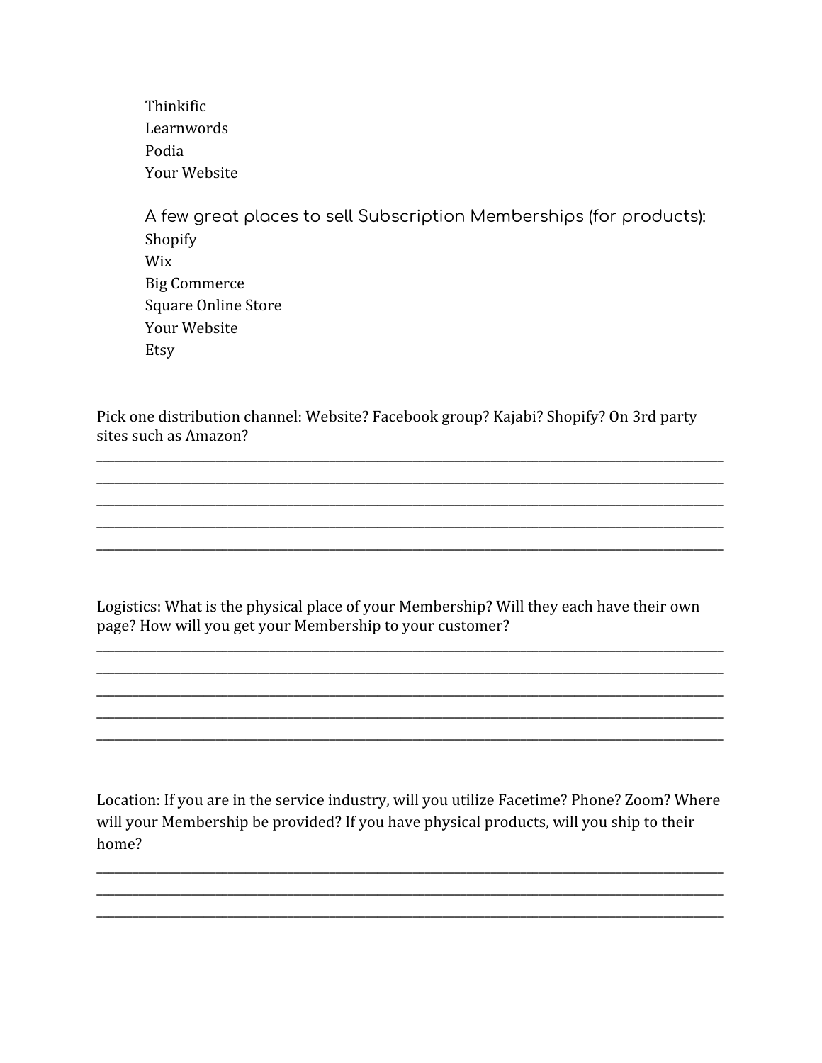Thinkific
Learnwords
Podia
Your Website

A few great places to sell Subscription Memberships (for products):
Shopify
Wix
Big Commerce
Square Online Store
Your Website
Etsy

Pick one distribution channel: Website? Facebook group? Kajabi? Shopify? On 3rd party sites such as Amazon?

_______________________________________________________________________________
_______________________________________________________________________________
_______________________________________________________________________________
_______________________________________________________________________________
_______________________________________________________________________________

Logistics: What is the physical place of your Membership? Will they each have their own page? How will you get your Membership to your customer?

_______________________________________________________________________________
_______________________________________________________________________________
_______________________________________________________________________________
_______________________________________________________________________________
_______________________________________________________________________________

Location: If you are in the service industry, will you utilize Facetime? Phone? Zoom? Where will your Membership be provided? If you have physical products, will you ship to their home?

_______________________________________________________________________________
_______________________________________________________________________________
_______________________________________________________________________________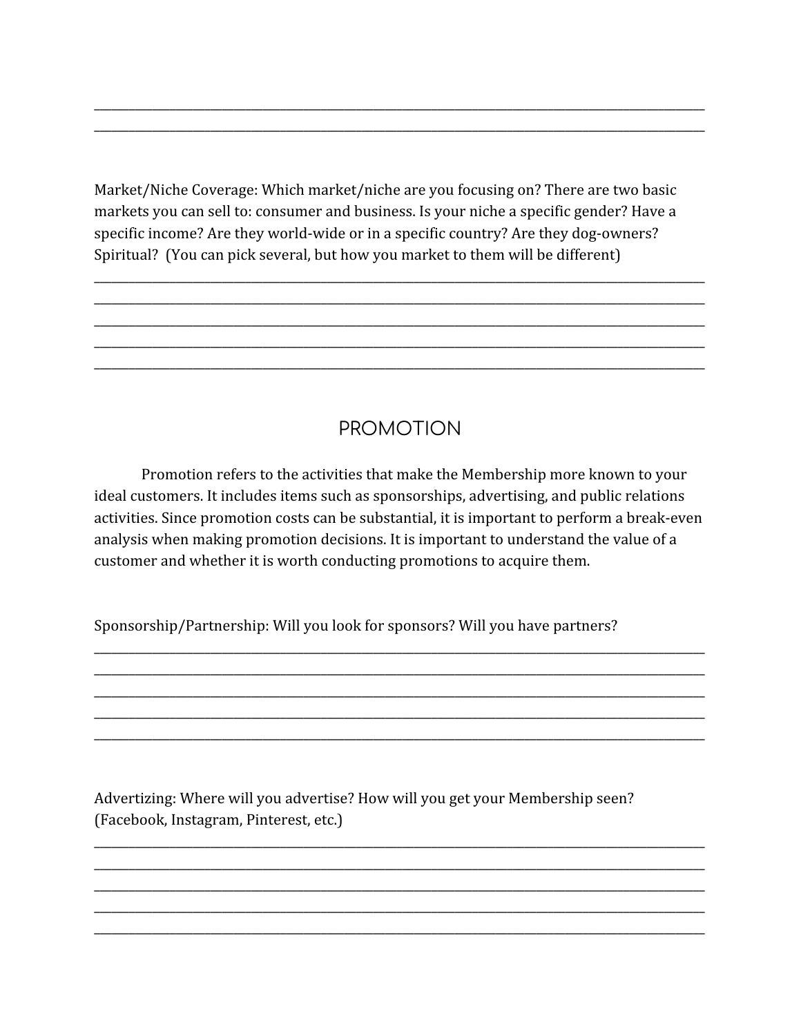_______________________________________________________________________________________________
_______________________________________________________________________________________________

Market/Niche Coverage: Which market/niche are you focusing on? There are two basic markets you can sell to: consumer and business. Is your niche a specific gender? Have a specific income? Are they world-wide or in a specific country? Are they dog-owners? Spiritual? (You can pick several, but how you market to them will be different)

_______________________________________________________________________________________________
_______________________________________________________________________________________________
_______________________________________________________________________________________________
_______________________________________________________________________________________________
_______________________________________________________________________________________________

## PROMOTION

Promotion refers to the activities that make the Membership more known to your ideal customers. It includes items such as sponsorships, advertising, and public relations activities. Since promotion costs can be substantial, it is important to perform a break-even analysis when making promotion decisions. It is important to understand the value of a customer and whether it is worth conducting promotions to acquire them.

Sponsorship/Partnership: Will you look for sponsors? Will you have partners?

_______________________________________________________________________________________________
_______________________________________________________________________________________________
_______________________________________________________________________________________________
_______________________________________________________________________________________________
_______________________________________________________________________________________________

Advertizing: Where will you advertise? How will you get your Membership seen? (Facebook, Instagram, Pinterest, etc.)

_______________________________________________________________________________________________
_______________________________________________________________________________________________
_______________________________________________________________________________________________
_______________________________________________________________________________________________
_______________________________________________________________________________________________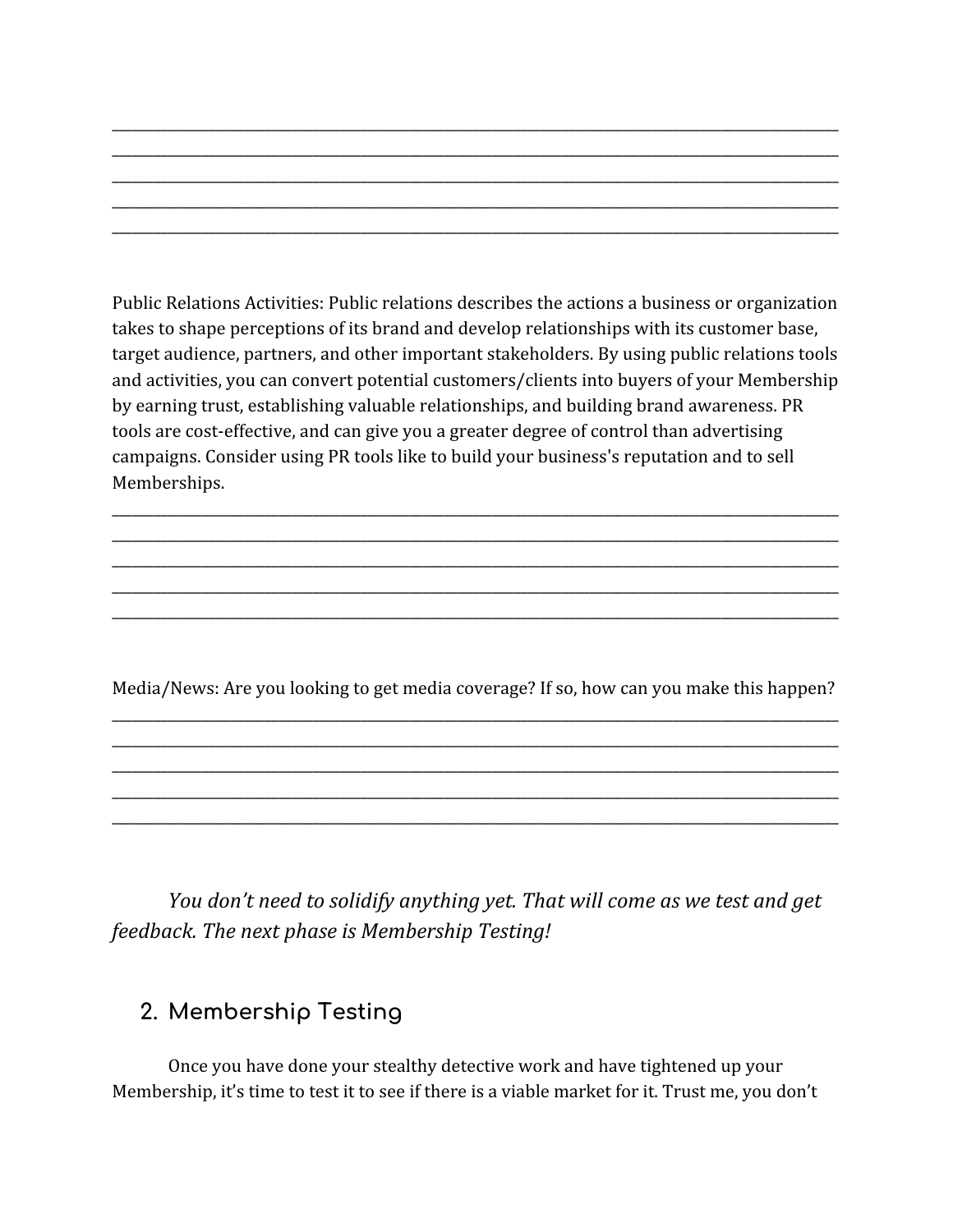\_\_\_\_\_\_\_\_\_\_\_\_\_\_\_\_\_\_\_\_\_\_\_\_\_\_\_\_\_\_\_\_\_\_\_\_\_\_\_\_\_\_\_\_\_\_\_\_\_\_\_\_\_\_\_\_\_\_\_\_\_\_\_\_\_\_\_\_\_\_\_\_\_\_\_\_\_\_\_\_\_\_

\_\_\_\_\_\_\_\_\_\_\_\_\_\_\_\_\_\_\_\_\_\_\_\_\_\_\_\_\_\_\_\_\_\_\_\_\_\_\_\_\_\_\_\_\_\_\_\_\_\_\_\_\_\_\_\_\_\_\_\_\_\_\_\_\_\_\_\_\_\_\_\_\_\_\_\_\_\_\_\_\_\_

\_\_\_\_\_\_\_\_\_\_\_\_\_\_\_\_\_\_\_\_\_\_\_\_\_\_\_\_\_\_\_\_\_\_\_\_\_\_\_\_\_\_\_\_\_\_\_\_\_\_\_\_\_\_\_\_\_\_\_\_\_\_\_\_\_\_\_\_\_\_\_\_\_\_\_\_\_\_\_\_\_\_

\_\_\_\_\_\_\_\_\_\_\_\_\_\_\_\_\_\_\_\_\_\_\_\_\_\_\_\_\_\_\_\_\_\_\_\_\_\_\_\_\_\_\_\_\_\_\_\_\_\_\_\_\_\_\_\_\_\_\_\_\_\_\_\_\_\_\_\_\_\_\_\_\_\_\_\_\_\_\_\_\_\_

\_\_\_\_\_\_\_\_\_\_\_\_\_\_\_\_\_\_\_\_\_\_\_\_\_\_\_\_\_\_\_\_\_\_\_\_\_\_\_\_\_\_\_\_\_\_\_\_\_\_\_\_\_\_\_\_\_\_\_\_\_\_\_\_\_\_\_\_\_\_\_\_\_\_\_\_\_\_\_\_\_\_

Public Relations Activities: Public relations describes the actions a business or organization takes to shape perceptions of its brand and develop relationships with its customer base, target audience, partners, and other important stakeholders. By using public relations tools and activities, you can convert potential customers/clients into buyers of your Membership by earning trust, establishing valuable relationships, and building brand awareness. PR tools are cost-effective, and can give you a greater degree of control than advertising campaigns. Consider using PR tools like to build your business's reputation and to sell Memberships.

\_\_\_\_\_\_\_\_\_\_\_\_\_\_\_\_\_\_\_\_\_\_\_\_\_\_\_\_\_\_\_\_\_\_\_\_\_\_\_\_\_\_\_\_\_\_\_\_\_\_\_\_\_\_\_\_\_\_\_\_\_\_\_\_\_\_\_\_\_\_\_\_\_\_\_\_\_\_\_\_\_\_

\_\_\_\_\_\_\_\_\_\_\_\_\_\_\_\_\_\_\_\_\_\_\_\_\_\_\_\_\_\_\_\_\_\_\_\_\_\_\_\_\_\_\_\_\_\_\_\_\_\_\_\_\_\_\_\_\_\_\_\_\_\_\_\_\_\_\_\_\_\_\_\_\_\_\_\_\_\_\_\_\_\_

\_\_\_\_\_\_\_\_\_\_\_\_\_\_\_\_\_\_\_\_\_\_\_\_\_\_\_\_\_\_\_\_\_\_\_\_\_\_\_\_\_\_\_\_\_\_\_\_\_\_\_\_\_\_\_\_\_\_\_\_\_\_\_\_\_\_\_\_\_\_\_\_\_\_\_\_\_\_\_\_\_\_

\_\_\_\_\_\_\_\_\_\_\_\_\_\_\_\_\_\_\_\_\_\_\_\_\_\_\_\_\_\_\_\_\_\_\_\_\_\_\_\_\_\_\_\_\_\_\_\_\_\_\_\_\_\_\_\_\_\_\_\_\_\_\_\_\_\_\_\_\_\_\_\_\_\_\_\_\_\_\_\_\_\_

\_\_\_\_\_\_\_\_\_\_\_\_\_\_\_\_\_\_\_\_\_\_\_\_\_\_\_\_\_\_\_\_\_\_\_\_\_\_\_\_\_\_\_\_\_\_\_\_\_\_\_\_\_\_\_\_\_\_\_\_\_\_\_\_\_\_\_\_\_\_\_\_\_\_\_\_\_\_\_\_\_\_

Media/News: Are you looking to get media coverage? If so, how can you make this happen?

\_\_\_\_\_\_\_\_\_\_\_\_\_\_\_\_\_\_\_\_\_\_\_\_\_\_\_\_\_\_\_\_\_\_\_\_\_\_\_\_\_\_\_\_\_\_\_\_\_\_\_\_\_\_\_\_\_\_\_\_\_\_\_\_\_\_\_\_\_\_\_\_\_\_\_\_\_\_\_\_\_\_

\_\_\_\_\_\_\_\_\_\_\_\_\_\_\_\_\_\_\_\_\_\_\_\_\_\_\_\_\_\_\_\_\_\_\_\_\_\_\_\_\_\_\_\_\_\_\_\_\_\_\_\_\_\_\_\_\_\_\_\_\_\_\_\_\_\_\_\_\_\_\_\_\_\_\_\_\_\_\_\_\_\_

\_\_\_\_\_\_\_\_\_\_\_\_\_\_\_\_\_\_\_\_\_\_\_\_\_\_\_\_\_\_\_\_\_\_\_\_\_\_\_\_\_\_\_\_\_\_\_\_\_\_\_\_\_\_\_\_\_\_\_\_\_\_\_\_\_\_\_\_\_\_\_\_\_\_\_\_\_\_\_\_\_\_

\_\_\_\_\_\_\_\_\_\_\_\_\_\_\_\_\_\_\_\_\_\_\_\_\_\_\_\_\_\_\_\_\_\_\_\_\_\_\_\_\_\_\_\_\_\_\_\_\_\_\_\_\_\_\_\_\_\_\_\_\_\_\_\_\_\_\_\_\_\_\_\_\_\_\_\_\_\_\_\_\_\_

\_\_\_\_\_\_\_\_\_\_\_\_\_\_\_\_\_\_\_\_\_\_\_\_\_\_\_\_\_\_\_\_\_\_\_\_\_\_\_\_\_\_\_\_\_\_\_\_\_\_\_\_\_\_\_\_\_\_\_\_\_\_\_\_\_\_\_\_\_\_\_\_\_\_\_\_\_\_\_\_\_\_

*You don't need to solidify anything yet. That will come as we test and get feedback. The next phase is Membership Testing!*

## 2. Membership Testing

Once you have done your stealthy detective work and have tightened up your Membership, it's time to test it to see if there is a viable market for it. Trust me, you don't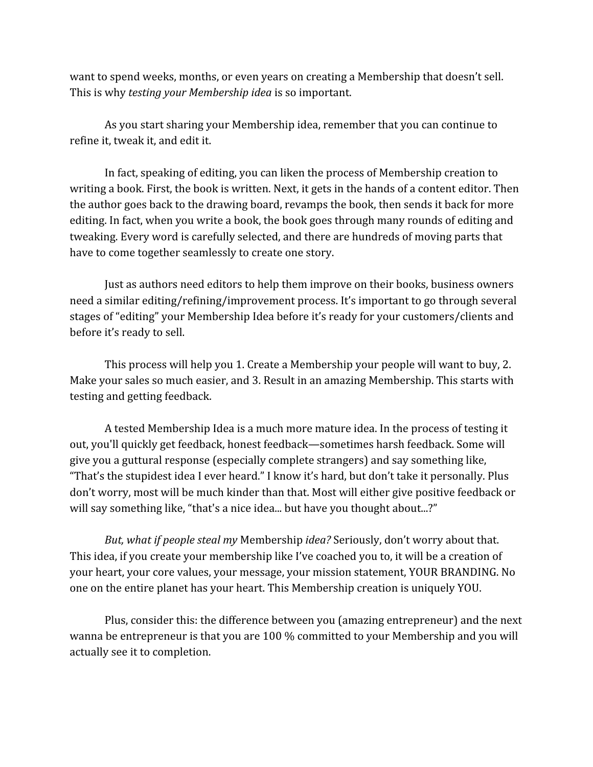want to spend weeks, months, or even years on creating a Membership that doesn't sell. This is why *testing your Membership idea* is so important.

As you start sharing your Membership idea, remember that you can continue to refine it, tweak it, and edit it.

In fact, speaking of editing, you can liken the process of Membership creation to writing a book. First, the book is written. Next, it gets in the hands of a content editor. Then the author goes back to the drawing board, revamps the book, then sends it back for more editing. In fact, when you write a book, the book goes through many rounds of editing and tweaking. Every word is carefully selected, and there are hundreds of moving parts that have to come together seamlessly to create one story.

Just as authors need editors to help them improve on their books, business owners need a similar editing/refining/improvement process. It's important to go through several stages of "editing" your Membership Idea before it's ready for your customers/clients and before it's ready to sell.

This process will help you 1. Create a Membership your people will want to buy, 2. Make your sales so much easier, and 3. Result in an amazing Membership. This starts with testing and getting feedback.

A tested Membership Idea is a much more mature idea. In the process of testing it out, you'll quickly get feedback, honest feedback—sometimes harsh feedback. Some will give you a guttural response (especially complete strangers) and say something like, "That's the stupidest idea I ever heard." I know it's hard, but don't take it personally. Plus don't worry, most will be much kinder than that. Most will either give positive feedback or will say something like, "that's a nice idea... but have you thought about...?"

*But, what if people steal my* Membership *idea?* Seriously, don't worry about that. This idea, if you create your membership like I've coached you to, it will be a creation of your heart, your core values, your message, your mission statement, YOUR BRANDING. No one on the entire planet has your heart. This Membership creation is uniquely YOU.

Plus, consider this: the difference between you (amazing entrepreneur) and the next wanna be entrepreneur is that you are 100 % committed to your Membership and you will actually see it to completion.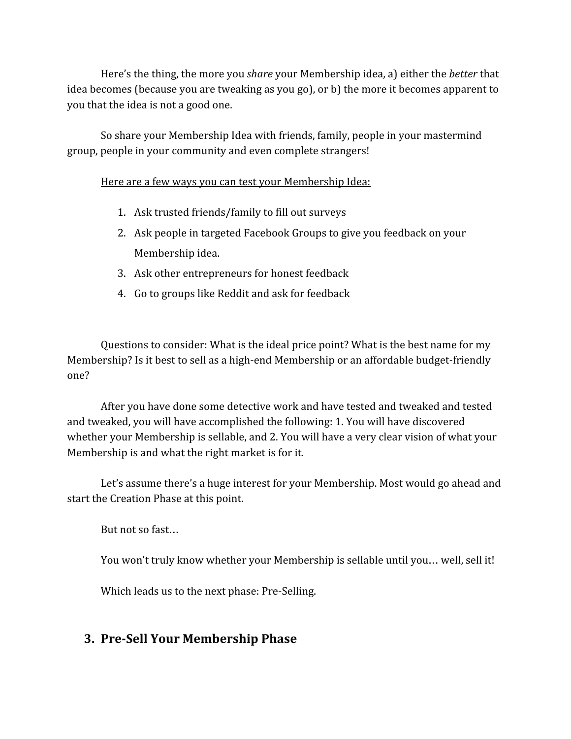Here's the thing, the more you *share* your Membership idea, a) either the *better* that idea becomes (because you are tweaking as you go), or b) the more it becomes apparent to you that the idea is not a good one.

So share your Membership Idea with friends, family, people in your mastermind group, people in your community and even complete strangers!

<u>Here are a few ways you can test your Membership Idea:</u>

1. Ask trusted friends/family to fill out surveys
2. Ask people in targeted Facebook Groups to give you feedback on your Membership idea.
3. Ask other entrepreneurs for honest feedback
4. Go to groups like Reddit and ask for feedback

Questions to consider: What is the ideal price point? What is the best name for my Membership? Is it best to sell as a high-end Membership or an affordable budget-friendly one?

After you have done some detective work and have tested and tweaked and tested and tweaked, you will have accomplished the following: 1. You will have discovered whether your Membership is sellable, and 2. You will have a very clear vision of what your Membership is and what the right market is for it.

Let's assume there's a huge interest for your Membership. Most would go ahead and start the Creation Phase at this point.

But not so fast…

You won't truly know whether your Membership is sellable until you… well, sell it!

Which leads us to the next phase: Pre-Selling.

## 3. Pre-Sell Your Membership Phase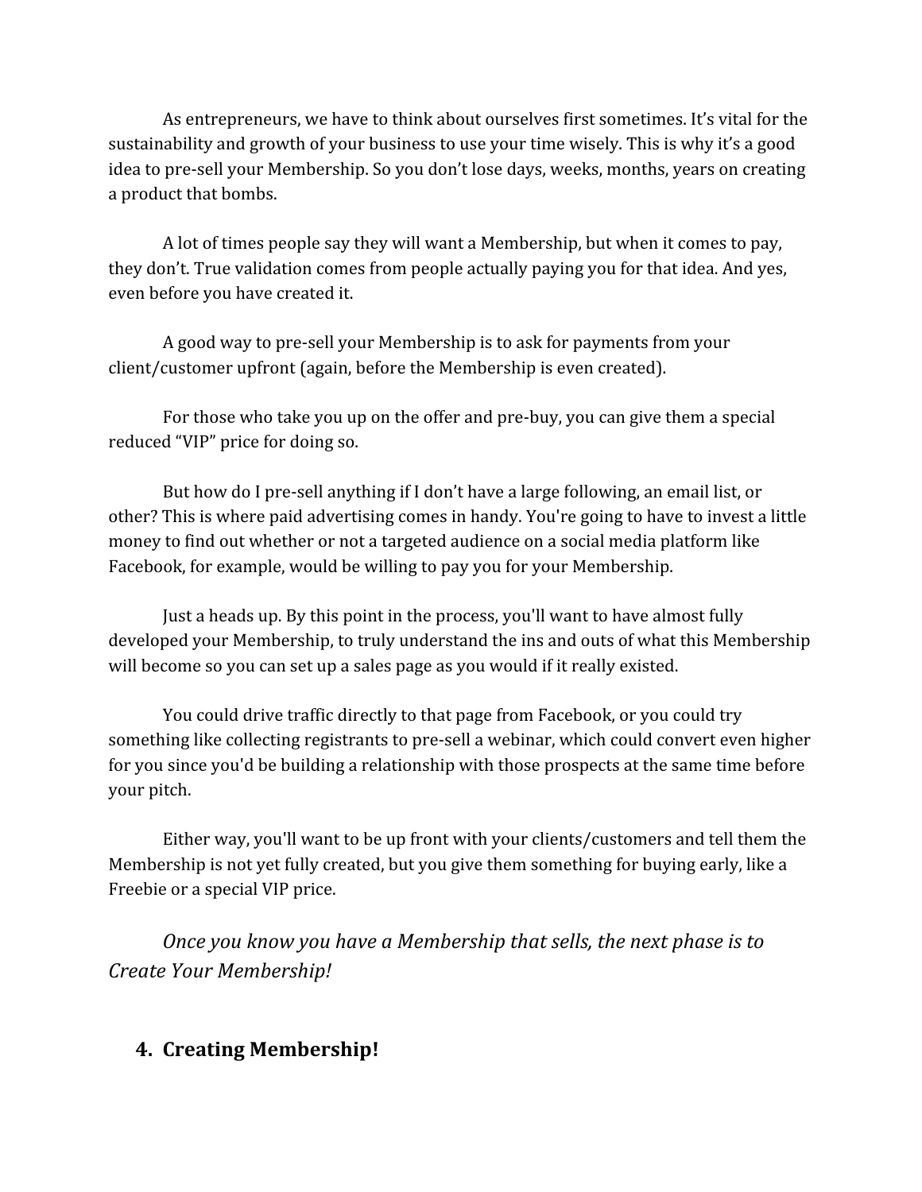As entrepreneurs, we have to think about ourselves first sometimes. It's vital for the sustainability and growth of your business to use your time wisely. This is why it's a good idea to pre-sell your Membership. So you don't lose days, weeks, months, years on creating a product that bombs.

A lot of times people say they will want a Membership, but when it comes to pay, they don't. True validation comes from people actually paying you for that idea. And yes, even before you have created it.

A good way to pre-sell your Membership is to ask for payments from your client/customer upfront (again, before the Membership is even created).

For those who take you up on the offer and pre-buy, you can give them a special reduced "VIP" price for doing so.

But how do I pre-sell anything if I don't have a large following, an email list, or other? This is where paid advertising comes in handy. You're going to have to invest a little money to find out whether or not a targeted audience on a social media platform like Facebook, for example, would be willing to pay you for your Membership.

Just a heads up. By this point in the process, you'll want to have almost fully developed your Membership, to truly understand the ins and outs of what this Membership will become so you can set up a sales page as you would if it really existed.

You could drive traffic directly to that page from Facebook, or you could try something like collecting registrants to pre-sell a webinar, which could convert even higher for you since you'd be building a relationship with those prospects at the same time before your pitch.

Either way, you'll want to be up front with your clients/customers and tell them the Membership is not yet fully created, but you give them something for buying early, like a Freebie or a special VIP price.

*Once you know you have a Membership that sells, the next phase is to Create Your Membership!*

## 4. Creating Membership!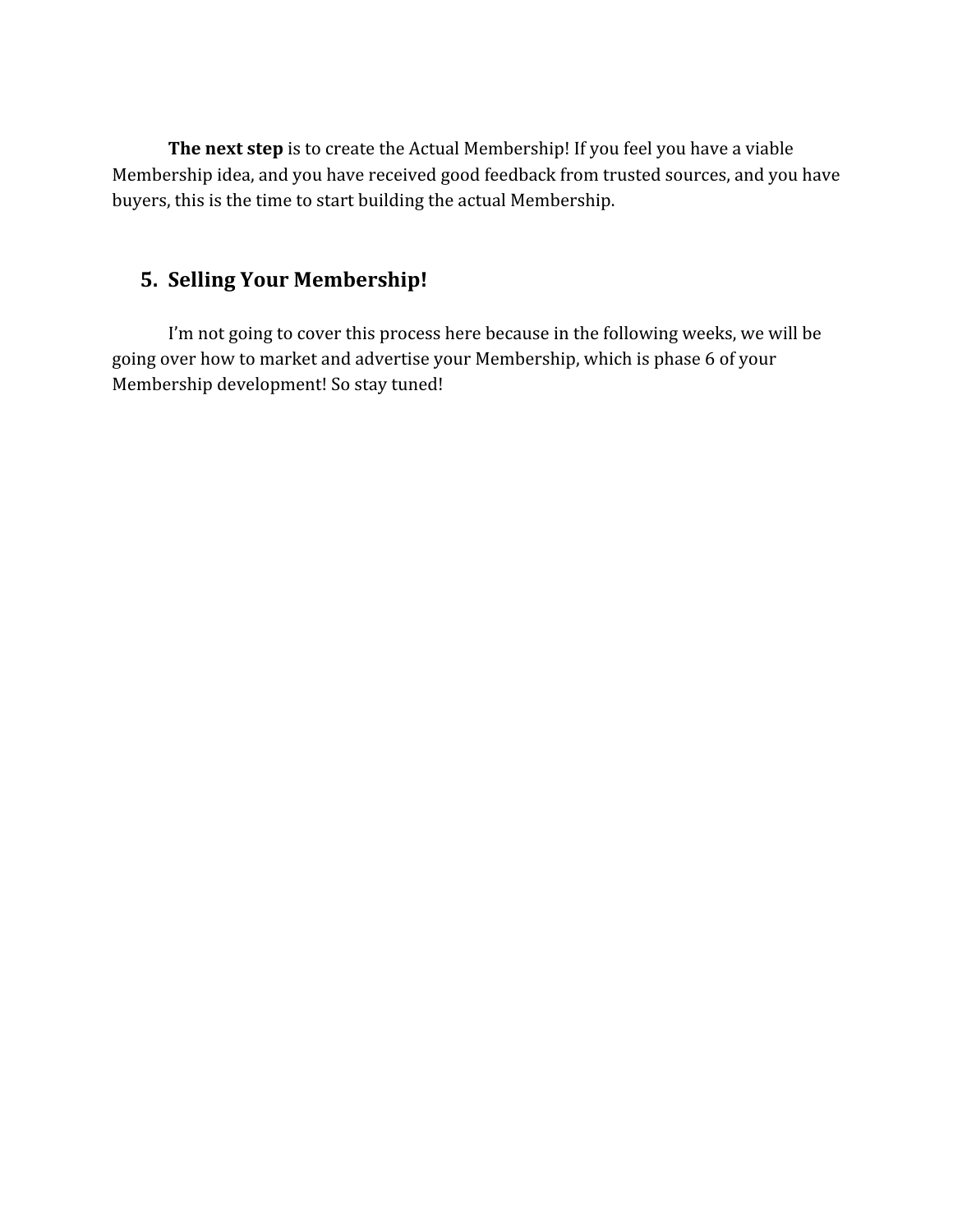**The next step** is to create the Actual Membership! If you feel you have a viable Membership idea, and you have received good feedback from trusted sources, and you have buyers, this is the time to start building the actual Membership.

## 5. Selling Your Membership!

I'm not going to cover this process here because in the following weeks, we will be going over how to market and advertise your Membership, which is phase 6 of your Membership development! So stay tuned!